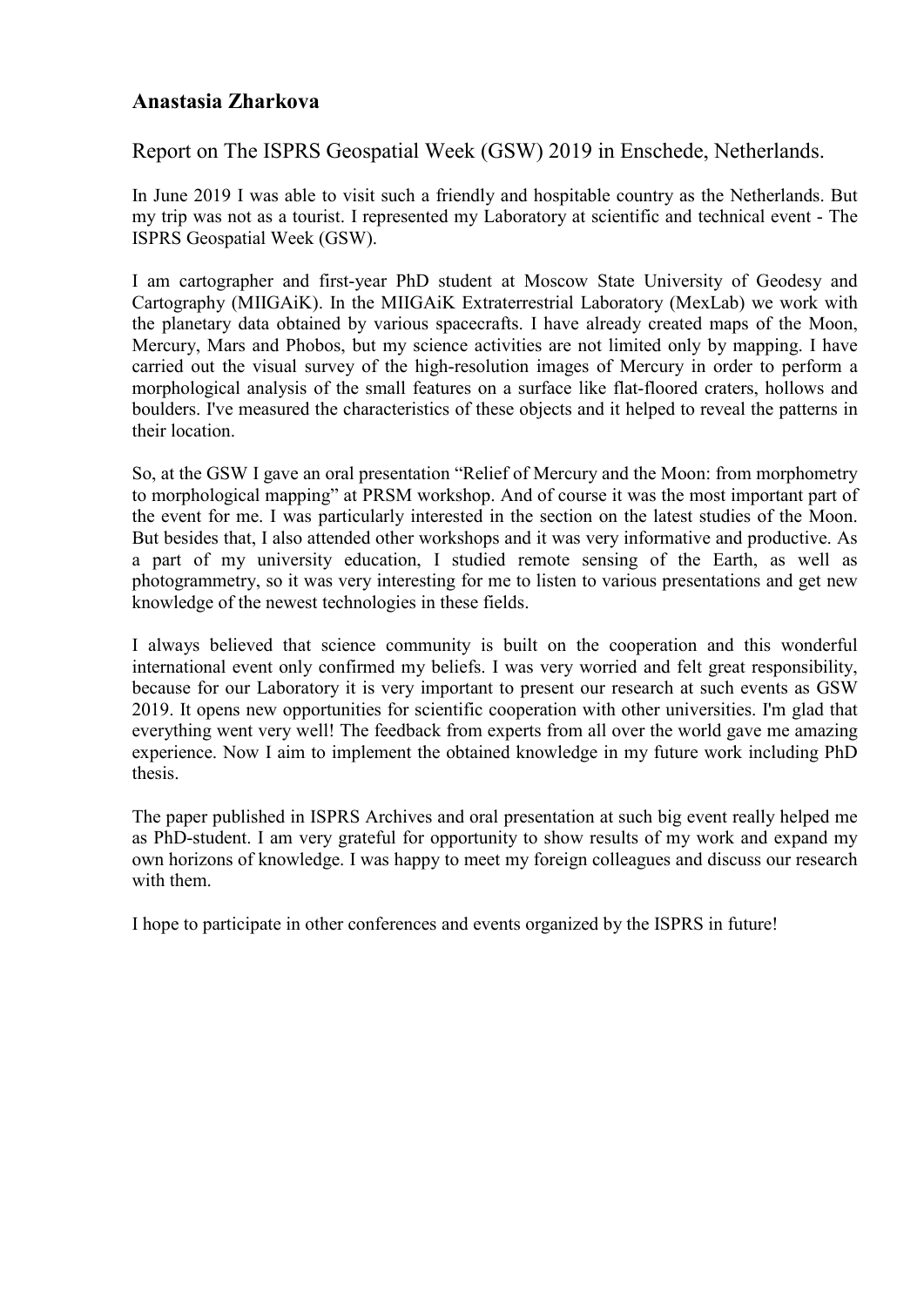**Anastasia Zharkova**

Report on The ISPRS Geospatial Week (GSW) 2019 in Enschede, Netherlands.

In June 2019 I was able to visit such a friendly and hospitable country as the Netherlands. But my trip was not as a tourist. I represented my Laboratory at scientific and technical event - The ISPRS Geospatial Week (GSW).

I am cartographer and first-year PhD student at Moscow State University of Geodesy and Cartography (MIIGAiK). In the MIIGAiK Extraterrestrial Laboratory (MexLab) we work with the planetary data obtained by various spacecrafts. I have already created maps of the Moon, Mercury, Mars and Phobos, but my science activities are not limited only by mapping. I have carried out the visual survey of the high-resolution images of Mercury in order to perform a morphological analysis of the small features on a surface like flat-floored craters, hollows and boulders. I've measured the characteristics of these objects and it helped to reveal the patterns in their location.

So, at the GSW I gave an oral presentation "Relief of Mercury and the Moon: from morphometry to morphological mapping" at PRSM workshop. And of course it was the most important part of the event for me. I was particularly interested in the section on the latest studies of the Moon. But besides that, I also attended other workshops and it was very informative and productive. As a part of my university education, I studied remote sensing of the Earth, as well as photogrammetry, so it was very interesting for me to listen to various presentations and get new knowledge of the newest technologies in these fields.

I always believed that science community is built on the cooperation and this wonderful international event only confirmed my beliefs. I was very worried and felt great responsibility, because for our Laboratory it is very important to present our research at such events as GSW 2019. It opens new opportunities for scientific cooperation with other universities. I'm glad that everything went very well! The feedback from experts from all over the world gave me amazing experience. Now I aim to implement the obtained knowledge in my future work including PhD thesis.

The paper published in ISPRS Archives and oral presentation at such big event really helped me as PhD-student. I am very grateful for opportunity to show results of my work and expand my own horizons of knowledge. I was happy to meet my foreign colleagues and discuss our research with them.

I hope to participate in other conferences and events organized by the ISPRS in future!